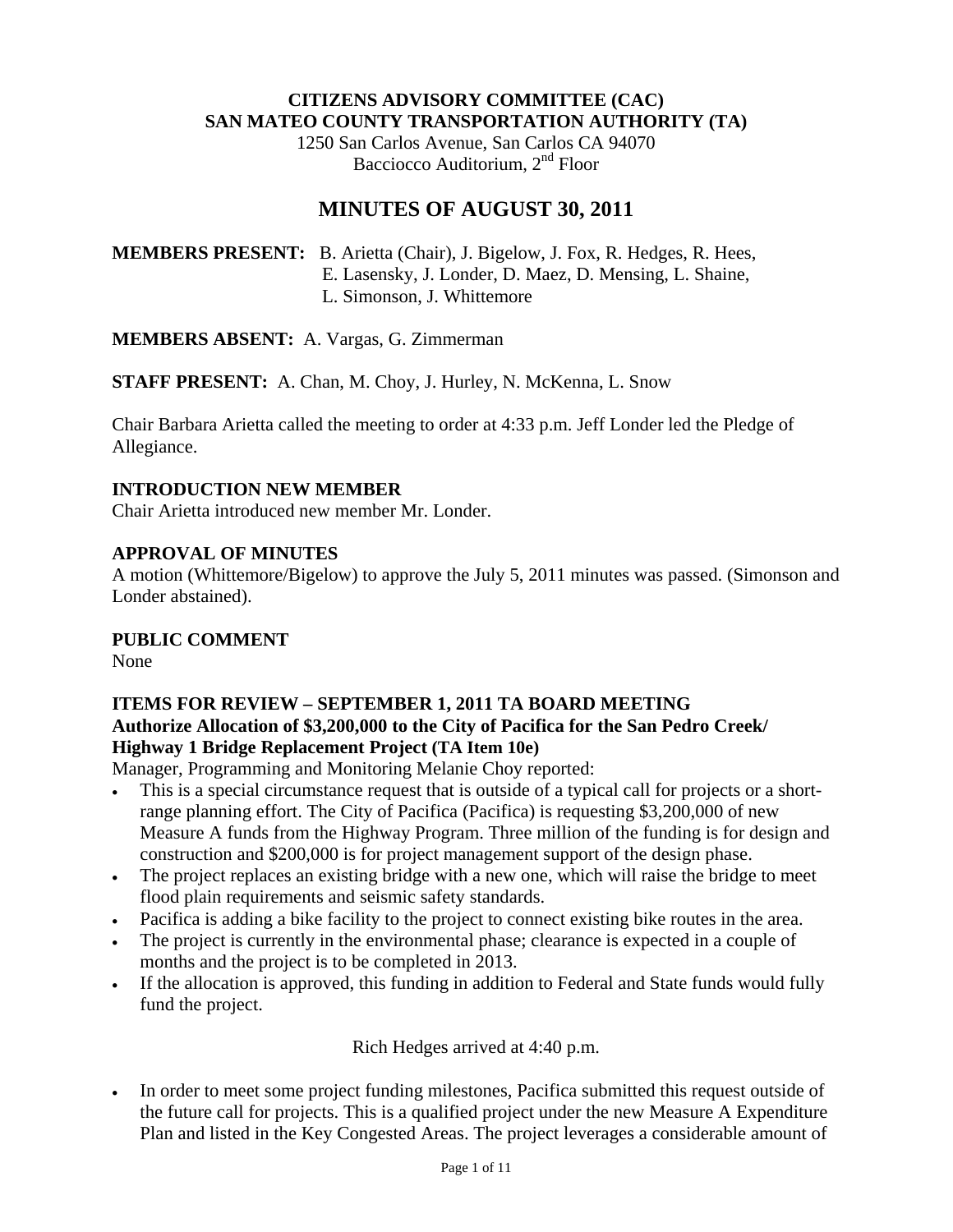**CITIZENS ADVISORY COMMITTEE (CAC)**
**SAN MATEO COUNTY TRANSPORTATION AUTHORITY (TA)**
1250 San Carlos Avenue, San Carlos CA 94070
Bacciocco Auditorium, 2nd Floor

# MINUTES OF AUGUST 30, 2011

**MEMBERS PRESENT:** B. Arietta (Chair), J. Bigelow, J. Fox, R. Hedges, R. Hees, E. Lasensky, J. Londer, D. Maez, D. Mensing, L. Shaine, L. Simonson, J. Whittemore

**MEMBERS ABSENT:** A. Vargas, G. Zimmerman

**STAFF PRESENT:** A. Chan, M. Choy, J. Hurley, N. McKenna, L. Snow

Chair Barbara Arietta called the meeting to order at 4:33 p.m. Jeff Londer led the Pledge of Allegiance.

### INTRODUCTION NEW MEMBER

Chair Arietta introduced new member Mr. Londer.

### APPROVAL OF MINUTES

A motion (Whittemore/Bigelow) to approve the July 5, 2011 minutes was passed. (Simonson and Londer abstained).

### PUBLIC COMMENT

None

### ITEMS FOR REVIEW – SEPTEMBER 1, 2011 TA BOARD MEETING

**Authorize Allocation of $3,200,000 to the City of Pacifica for the San Pedro Creek/ Highway 1 Bridge Replacement Project (TA Item 10e)**

Manager, Programming and Monitoring Melanie Choy reported:

- This is a special circumstance request that is outside of a typical call for projects or a short-range planning effort. The City of Pacifica (Pacifica) is requesting $3,200,000 of new Measure A funds from the Highway Program. Three million of the funding is for design and construction and $200,000 is for project management support of the design phase.
- The project replaces an existing bridge with a new one, which will raise the bridge to meet flood plain requirements and seismic safety standards.
- Pacifica is adding a bike facility to the project to connect existing bike routes in the area.
- The project is currently in the environmental phase; clearance is expected in a couple of months and the project is to be completed in 2013.
- If the allocation is approved, this funding in addition to Federal and State funds would fully fund the project.

Rich Hedges arrived at 4:40 p.m.

- In order to meet some project funding milestones, Pacifica submitted this request outside of the future call for projects. This is a qualified project under the new Measure A Expenditure Plan and listed in the Key Congested Areas. The project leverages a considerable amount of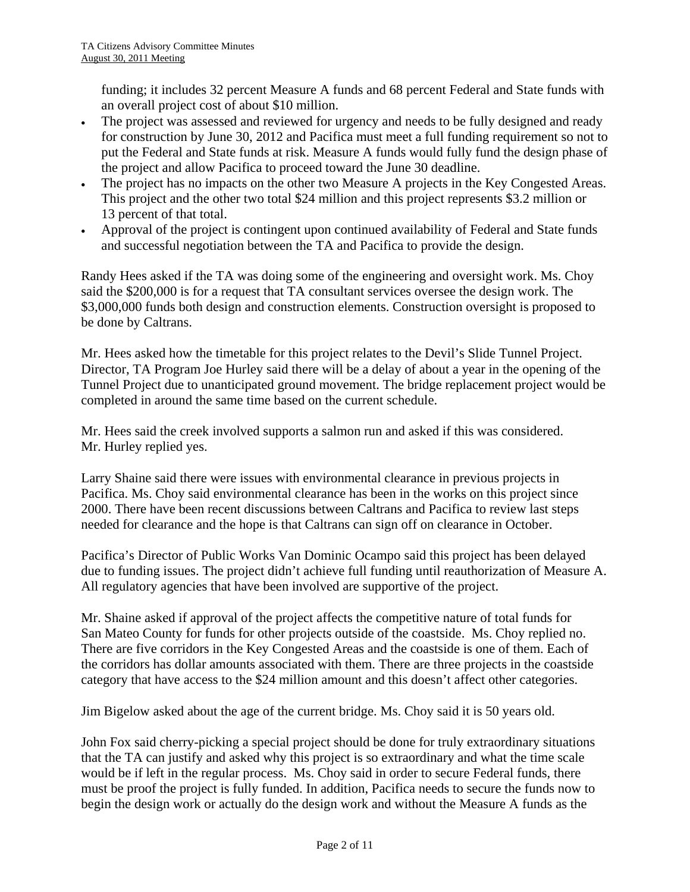funding; it includes 32 percent Measure A funds and 68 percent Federal and State funds with an overall project cost of about $10 million.

- The project was assessed and reviewed for urgency and needs to be fully designed and ready for construction by June 30, 2012 and Pacifica must meet a full funding requirement so not to put the Federal and State funds at risk. Measure A funds would fully fund the design phase of the project and allow Pacifica to proceed toward the June 30 deadline.
- The project has no impacts on the other two Measure A projects in the Key Congested Areas. This project and the other two total $24 million and this project represents $3.2 million or 13 percent of that total.
- Approval of the project is contingent upon continued availability of Federal and State funds and successful negotiation between the TA and Pacifica to provide the design.

Randy Hees asked if the TA was doing some of the engineering and oversight work. Ms. Choy said the $200,000 is for a request that TA consultant services oversee the design work. The $3,000,000 funds both design and construction elements. Construction oversight is proposed to be done by Caltrans.

Mr. Hees asked how the timetable for this project relates to the Devil's Slide Tunnel Project. Director, TA Program Joe Hurley said there will be a delay of about a year in the opening of the Tunnel Project due to unanticipated ground movement. The bridge replacement project would be completed in around the same time based on the current schedule.

Mr. Hees said the creek involved supports a salmon run and asked if this was considered. Mr. Hurley replied yes.

Larry Shaine said there were issues with environmental clearance in previous projects in Pacifica. Ms. Choy said environmental clearance has been in the works on this project since 2000. There have been recent discussions between Caltrans and Pacifica to review last steps needed for clearance and the hope is that Caltrans can sign off on clearance in October.

Pacifica's Director of Public Works Van Dominic Ocampo said this project has been delayed due to funding issues. The project didn't achieve full funding until reauthorization of Measure A. All regulatory agencies that have been involved are supportive of the project.

Mr. Shaine asked if approval of the project affects the competitive nature of total funds for San Mateo County for funds for other projects outside of the coastside. Ms. Choy replied no. There are five corridors in the Key Congested Areas and the coastside is one of them. Each of the corridors has dollar amounts associated with them. There are three projects in the coastside category that have access to the $24 million amount and this doesn't affect other categories.

Jim Bigelow asked about the age of the current bridge. Ms. Choy said it is 50 years old.

John Fox said cherry-picking a special project should be done for truly extraordinary situations that the TA can justify and asked why this project is so extraordinary and what the time scale would be if left in the regular process. Ms. Choy said in order to secure Federal funds, there must be proof the project is fully funded. In addition, Pacifica needs to secure the funds now to begin the design work or actually do the design work and without the Measure A funds as the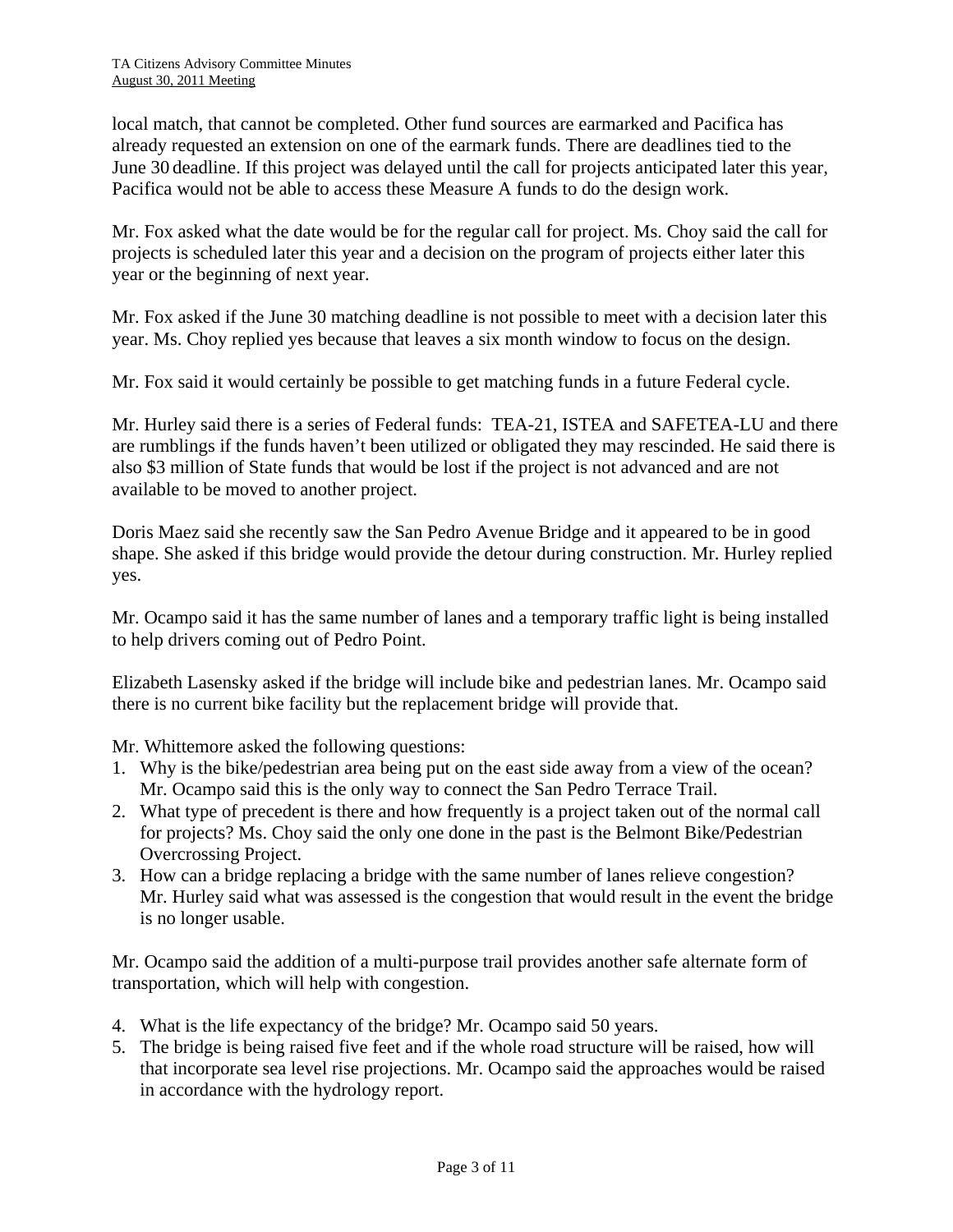local match, that cannot be completed. Other fund sources are earmarked and Pacifica has already requested an extension on one of the earmark funds. There are deadlines tied to the June 30 deadline. If this project was delayed until the call for projects anticipated later this year, Pacifica would not be able to access these Measure A funds to do the design work.

Mr. Fox asked what the date would be for the regular call for project. Ms. Choy said the call for projects is scheduled later this year and a decision on the program of projects either later this year or the beginning of next year.

Mr. Fox asked if the June 30 matching deadline is not possible to meet with a decision later this year. Ms. Choy replied yes because that leaves a six month window to focus on the design.

Mr. Fox said it would certainly be possible to get matching funds in a future Federal cycle.

Mr. Hurley said there is a series of Federal funds: TEA-21, ISTEA and SAFETEA-LU and there are rumblings if the funds haven't been utilized or obligated they may rescinded. He said there is also $3 million of State funds that would be lost if the project is not advanced and are not available to be moved to another project.

Doris Maez said she recently saw the San Pedro Avenue Bridge and it appeared to be in good shape. She asked if this bridge would provide the detour during construction. Mr. Hurley replied yes.

Mr. Ocampo said it has the same number of lanes and a temporary traffic light is being installed to help drivers coming out of Pedro Point.

Elizabeth Lasensky asked if the bridge will include bike and pedestrian lanes. Mr. Ocampo said there is no current bike facility but the replacement bridge will provide that.

Mr. Whittemore asked the following questions:

1. Why is the bike/pedestrian area being put on the east side away from a view of the ocean? Mr. Ocampo said this is the only way to connect the San Pedro Terrace Trail.
2. What type of precedent is there and how frequently is a project taken out of the normal call for projects? Ms. Choy said the only one done in the past is the Belmont Bike/Pedestrian Overcrossing Project.
3. How can a bridge replacing a bridge with the same number of lanes relieve congestion? Mr. Hurley said what was assessed is the congestion that would result in the event the bridge is no longer usable.

Mr. Ocampo said the addition of a multi-purpose trail provides another safe alternate form of transportation, which will help with congestion.

4. What is the life expectancy of the bridge? Mr. Ocampo said 50 years.
5. The bridge is being raised five feet and if the whole road structure will be raised, how will that incorporate sea level rise projections. Mr. Ocampo said the approaches would be raised in accordance with the hydrology report.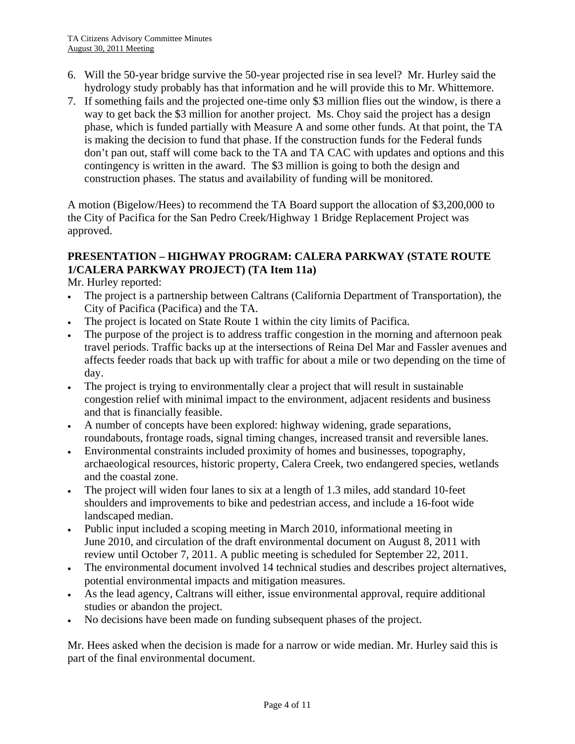6. Will the 50-year bridge survive the 50-year projected rise in sea level? Mr. Hurley said the hydrology study probably has that information and he will provide this to Mr. Whittemore.
7. If something fails and the projected one-time only $3 million flies out the window, is there a way to get back the $3 million for another project. Ms. Choy said the project has a design phase, which is funded partially with Measure A and some other funds. At that point, the TA is making the decision to fund that phase. If the construction funds for the Federal funds don't pan out, staff will come back to the TA and TA CAC with updates and options and this contingency is written in the award. The $3 million is going to both the design and construction phases. The status and availability of funding will be monitored.

A motion (Bigelow/Hees) to recommend the TA Board support the allocation of $3,200,000 to the City of Pacifica for the San Pedro Creek/Highway 1 Bridge Replacement Project was approved.

**PRESENTATION – HIGHWAY PROGRAM: CALERA PARKWAY (STATE ROUTE 1/CALERA PARKWAY PROJECT) (TA Item 11a)**

Mr. Hurley reported:

- The project is a partnership between Caltrans (California Department of Transportation), the City of Pacifica (Pacifica) and the TA.
- The project is located on State Route 1 within the city limits of Pacifica.
- The purpose of the project is to address traffic congestion in the morning and afternoon peak travel periods. Traffic backs up at the intersections of Reina Del Mar and Fassler avenues and affects feeder roads that back up with traffic for about a mile or two depending on the time of day.
- The project is trying to environmentally clear a project that will result in sustainable congestion relief with minimal impact to the environment, adjacent residents and business and that is financially feasible.
- A number of concepts have been explored: highway widening, grade separations, roundabouts, frontage roads, signal timing changes, increased transit and reversible lanes.
- Environmental constraints included proximity of homes and businesses, topography, archaeological resources, historic property, Calera Creek, two endangered species, wetlands and the coastal zone.
- The project will widen four lanes to six at a length of 1.3 miles, add standard 10-feet shoulders and improvements to bike and pedestrian access, and include a 16-foot wide landscaped median.
- Public input included a scoping meeting in March 2010, informational meeting in June 2010, and circulation of the draft environmental document on August 8, 2011 with review until October 7, 2011. A public meeting is scheduled for September 22, 2011.
- The environmental document involved 14 technical studies and describes project alternatives, potential environmental impacts and mitigation measures.
- As the lead agency, Caltrans will either, issue environmental approval, require additional studies or abandon the project.
- No decisions have been made on funding subsequent phases of the project.

Mr. Hees asked when the decision is made for a narrow or wide median. Mr. Hurley said this is part of the final environmental document.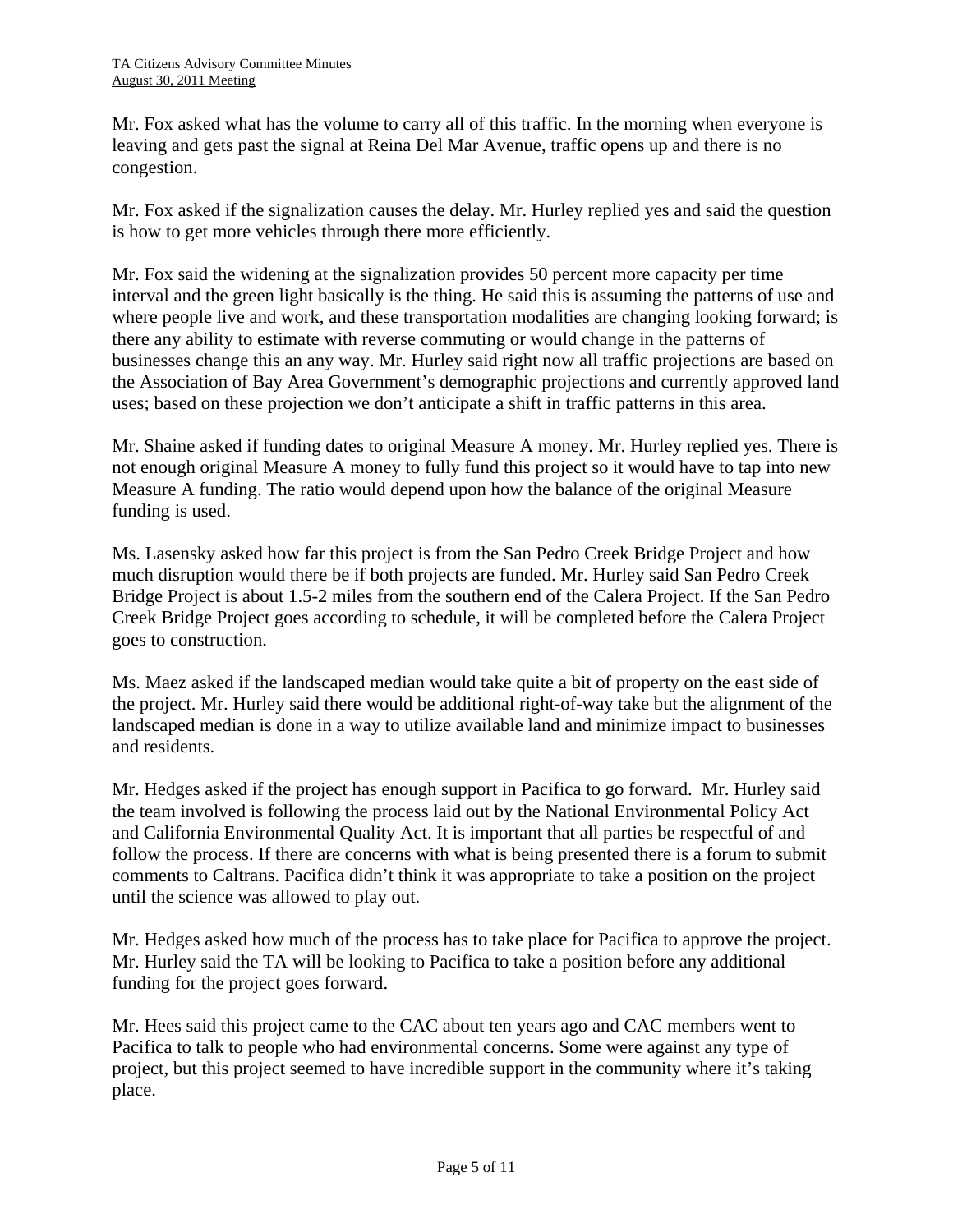Mr. Fox asked what has the volume to carry all of this traffic. In the morning when everyone is leaving and gets past the signal at Reina Del Mar Avenue, traffic opens up and there is no congestion.

Mr. Fox asked if the signalization causes the delay. Mr. Hurley replied yes and said the question is how to get more vehicles through there more efficiently.

Mr. Fox said the widening at the signalization provides 50 percent more capacity per time interval and the green light basically is the thing. He said this is assuming the patterns of use and where people live and work, and these transportation modalities are changing looking forward; is there any ability to estimate with reverse commuting or would change in the patterns of businesses change this an any way. Mr. Hurley said right now all traffic projections are based on the Association of Bay Area Government's demographic projections and currently approved land uses; based on these projection we don't anticipate a shift in traffic patterns in this area.

Mr. Shaine asked if funding dates to original Measure A money. Mr. Hurley replied yes. There is not enough original Measure A money to fully fund this project so it would have to tap into new Measure A funding. The ratio would depend upon how the balance of the original Measure funding is used.

Ms. Lasensky asked how far this project is from the San Pedro Creek Bridge Project and how much disruption would there be if both projects are funded. Mr. Hurley said San Pedro Creek Bridge Project is about 1.5-2 miles from the southern end of the Calera Project. If the San Pedro Creek Bridge Project goes according to schedule, it will be completed before the Calera Project goes to construction.

Ms. Maez asked if the landscaped median would take quite a bit of property on the east side of the project. Mr. Hurley said there would be additional right-of-way take but the alignment of the landscaped median is done in a way to utilize available land and minimize impact to businesses and residents.

Mr. Hedges asked if the project has enough support in Pacifica to go forward. Mr. Hurley said the team involved is following the process laid out by the National Environmental Policy Act and California Environmental Quality Act. It is important that all parties be respectful of and follow the process. If there are concerns with what is being presented there is a forum to submit comments to Caltrans. Pacifica didn't think it was appropriate to take a position on the project until the science was allowed to play out.

Mr. Hedges asked how much of the process has to take place for Pacifica to approve the project. Mr. Hurley said the TA will be looking to Pacifica to take a position before any additional funding for the project goes forward.

Mr. Hees said this project came to the CAC about ten years ago and CAC members went to Pacifica to talk to people who had environmental concerns. Some were against any type of project, but this project seemed to have incredible support in the community where it's taking place.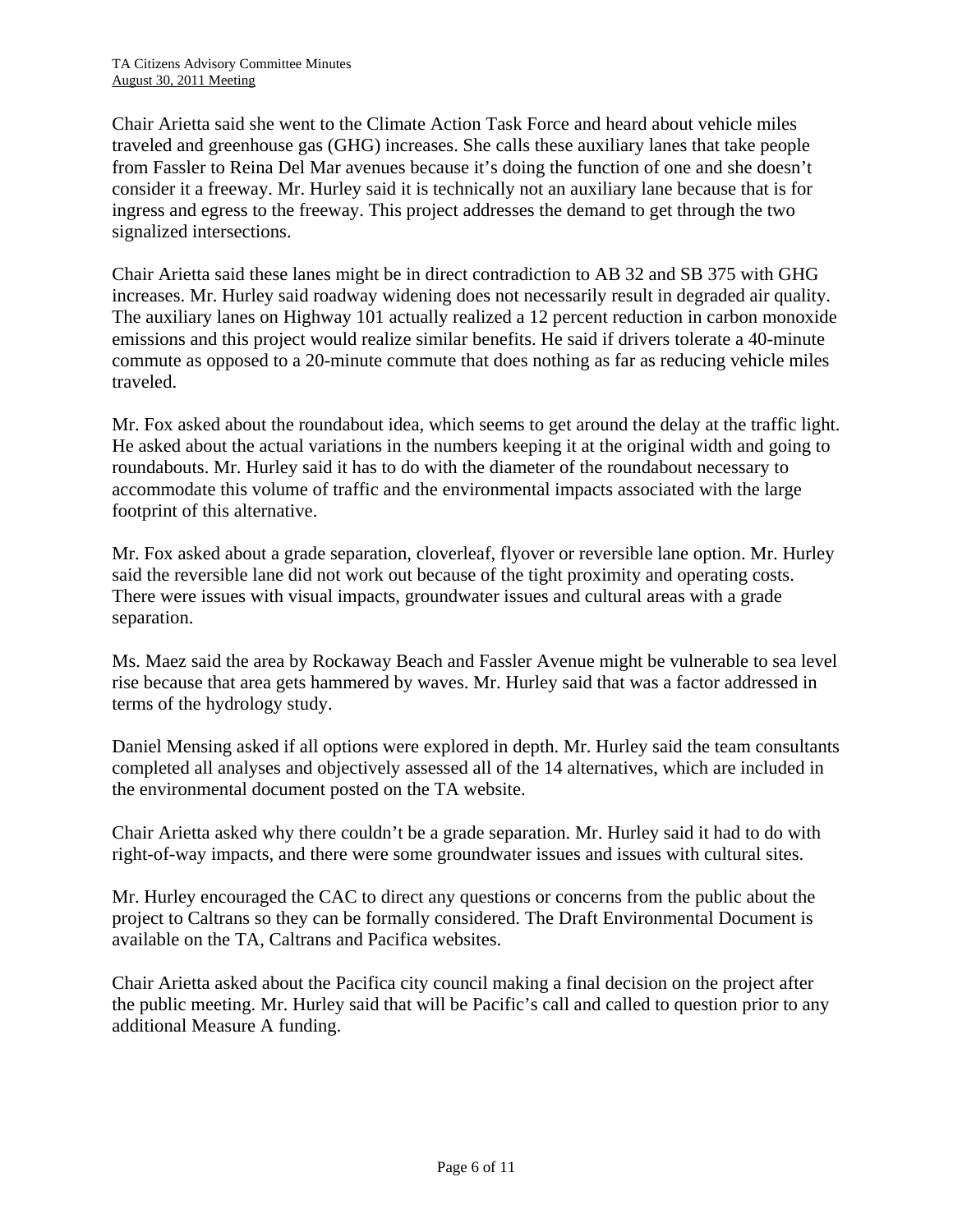Chair Arietta said she went to the Climate Action Task Force and heard about vehicle miles traveled and greenhouse gas (GHG) increases. She calls these auxiliary lanes that take people from Fassler to Reina Del Mar avenues because it's doing the function of one and she doesn't consider it a freeway. Mr. Hurley said it is technically not an auxiliary lane because that is for ingress and egress to the freeway. This project addresses the demand to get through the two signalized intersections.

Chair Arietta said these lanes might be in direct contradiction to AB 32 and SB 375 with GHG increases. Mr. Hurley said roadway widening does not necessarily result in degraded air quality. The auxiliary lanes on Highway 101 actually realized a 12 percent reduction in carbon monoxide emissions and this project would realize similar benefits. He said if drivers tolerate a 40-minute commute as opposed to a 20-minute commute that does nothing as far as reducing vehicle miles traveled.

Mr. Fox asked about the roundabout idea, which seems to get around the delay at the traffic light. He asked about the actual variations in the numbers keeping it at the original width and going to roundabouts. Mr. Hurley said it has to do with the diameter of the roundabout necessary to accommodate this volume of traffic and the environmental impacts associated with the large footprint of this alternative.

Mr. Fox asked about a grade separation, cloverleaf, flyover or reversible lane option. Mr. Hurley said the reversible lane did not work out because of the tight proximity and operating costs. There were issues with visual impacts, groundwater issues and cultural areas with a grade separation.

Ms. Maez said the area by Rockaway Beach and Fassler Avenue might be vulnerable to sea level rise because that area gets hammered by waves. Mr. Hurley said that was a factor addressed in terms of the hydrology study.

Daniel Mensing asked if all options were explored in depth. Mr. Hurley said the team consultants completed all analyses and objectively assessed all of the 14 alternatives, which are included in the environmental document posted on the TA website.

Chair Arietta asked why there couldn't be a grade separation. Mr. Hurley said it had to do with right-of-way impacts, and there were some groundwater issues and issues with cultural sites.

Mr. Hurley encouraged the CAC to direct any questions or concerns from the public about the project to Caltrans so they can be formally considered. The Draft Environmental Document is available on the TA, Caltrans and Pacifica websites.

Chair Arietta asked about the Pacifica city council making a final decision on the project after the public meeting. Mr. Hurley said that will be Pacific's call and called to question prior to any additional Measure A funding.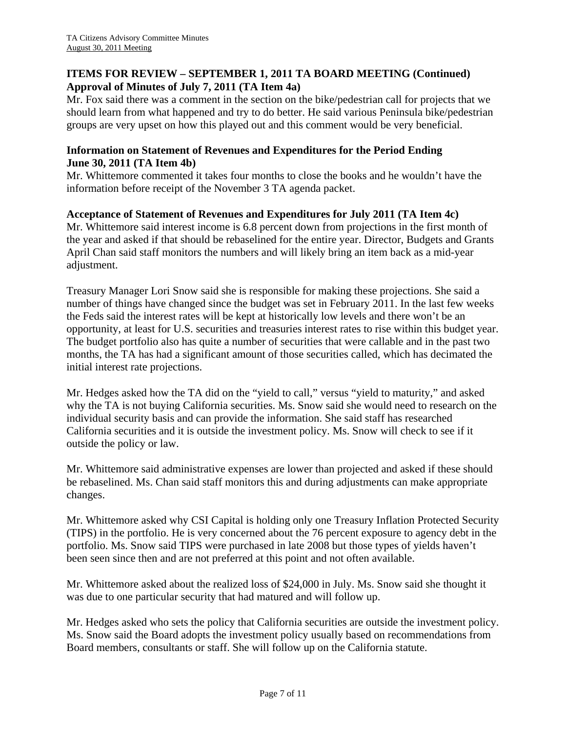## ITEMS FOR REVIEW – SEPTEMBER 1, 2011 TA BOARD MEETING (Continued)

**Approval of Minutes of July 7, 2011 (TA Item 4a)**

Mr. Fox said there was a comment in the section on the bike/pedestrian call for projects that we should learn from what happened and try to do better. He said various Peninsula bike/pedestrian groups are very upset on how this played out and this comment would be very beneficial.

**Information on Statement of Revenues and Expenditures for the Period Ending June 30, 2011 (TA Item 4b)**

Mr. Whittemore commented it takes four months to close the books and he wouldn't have the information before receipt of the November 3 TA agenda packet.

**Acceptance of Statement of Revenues and Expenditures for July 2011 (TA Item 4c)**

Mr. Whittemore said interest income is 6.8 percent down from projections in the first month of the year and asked if that should be rebaselined for the entire year. Director, Budgets and Grants April Chan said staff monitors the numbers and will likely bring an item back as a mid-year adjustment.

Treasury Manager Lori Snow said she is responsible for making these projections. She said a number of things have changed since the budget was set in February 2011. In the last few weeks the Feds said the interest rates will be kept at historically low levels and there won't be an opportunity, at least for U.S. securities and treasuries interest rates to rise within this budget year. The budget portfolio also has quite a number of securities that were callable and in the past two months, the TA has had a significant amount of those securities called, which has decimated the initial interest rate projections.

Mr. Hedges asked how the TA did on the "yield to call," versus "yield to maturity," and asked why the TA is not buying California securities. Ms. Snow said she would need to research on the individual security basis and can provide the information. She said staff has researched California securities and it is outside the investment policy. Ms. Snow will check to see if it outside the policy or law.

Mr. Whittemore said administrative expenses are lower than projected and asked if these should be rebaselined. Ms. Chan said staff monitors this and during adjustments can make appropriate changes.

Mr. Whittemore asked why CSI Capital is holding only one Treasury Inflation Protected Security (TIPS) in the portfolio. He is very concerned about the 76 percent exposure to agency debt in the portfolio. Ms. Snow said TIPS were purchased in late 2008 but those types of yields haven't been seen since then and are not preferred at this point and not often available.

Mr. Whittemore asked about the realized loss of $24,000 in July. Ms. Snow said she thought it was due to one particular security that had matured and will follow up.

Mr. Hedges asked who sets the policy that California securities are outside the investment policy. Ms. Snow said the Board adopts the investment policy usually based on recommendations from Board members, consultants or staff. She will follow up on the California statute.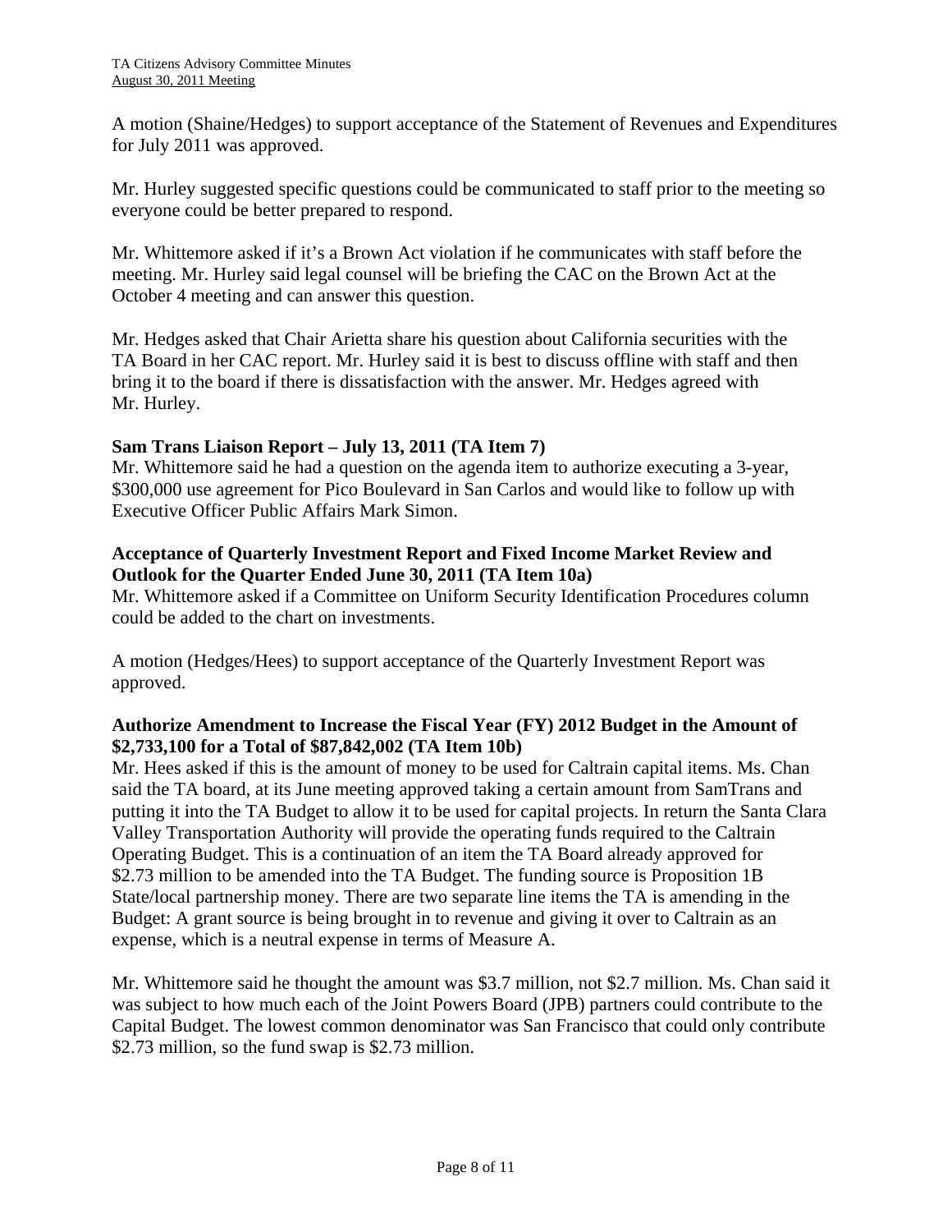A motion (Shaine/Hedges) to support acceptance of the Statement of Revenues and Expenditures for July 2011 was approved.

Mr. Hurley suggested specific questions could be communicated to staff prior to the meeting so everyone could be better prepared to respond.

Mr. Whittemore asked if it's a Brown Act violation if he communicates with staff before the meeting. Mr. Hurley said legal counsel will be briefing the CAC on the Brown Act at the October 4 meeting and can answer this question.

Mr. Hedges asked that Chair Arietta share his question about California securities with the TA Board in her CAC report. Mr. Hurley said it is best to discuss offline with staff and then bring it to the board if there is dissatisfaction with the answer. Mr. Hedges agreed with Mr. Hurley.

**Sam Trans Liaison Report – July 13, 2011 (TA Item 7)**

Mr. Whittemore said he had a question on the agenda item to authorize executing a 3-year, \$300,000 use agreement for Pico Boulevard in San Carlos and would like to follow up with Executive Officer Public Affairs Mark Simon.

**Acceptance of Quarterly Investment Report and Fixed Income Market Review and Outlook for the Quarter Ended June 30, 2011 (TA Item 10a)**

Mr. Whittemore asked if a Committee on Uniform Security Identification Procedures column could be added to the chart on investments.

A motion (Hedges/Hees) to support acceptance of the Quarterly Investment Report was approved.

**Authorize Amendment to Increase the Fiscal Year (FY) 2012 Budget in the Amount of \$2,733,100 for a Total of \$87,842,002 (TA Item 10b)**

Mr. Hees asked if this is the amount of money to be used for Caltrain capital items. Ms. Chan said the TA board, at its June meeting approved taking a certain amount from SamTrans and putting it into the TA Budget to allow it to be used for capital projects. In return the Santa Clara Valley Transportation Authority will provide the operating funds required to the Caltrain Operating Budget. This is a continuation of an item the TA Board already approved for \$2.73 million to be amended into the TA Budget. The funding source is Proposition 1B State/local partnership money. There are two separate line items the TA is amending in the Budget: A grant source is being brought in to revenue and giving it over to Caltrain as an expense, which is a neutral expense in terms of Measure A.

Mr. Whittemore said he thought the amount was \$3.7 million, not \$2.7 million. Ms. Chan said it was subject to how much each of the Joint Powers Board (JPB) partners could contribute to the Capital Budget. The lowest common denominator was San Francisco that could only contribute \$2.73 million, so the fund swap is \$2.73 million.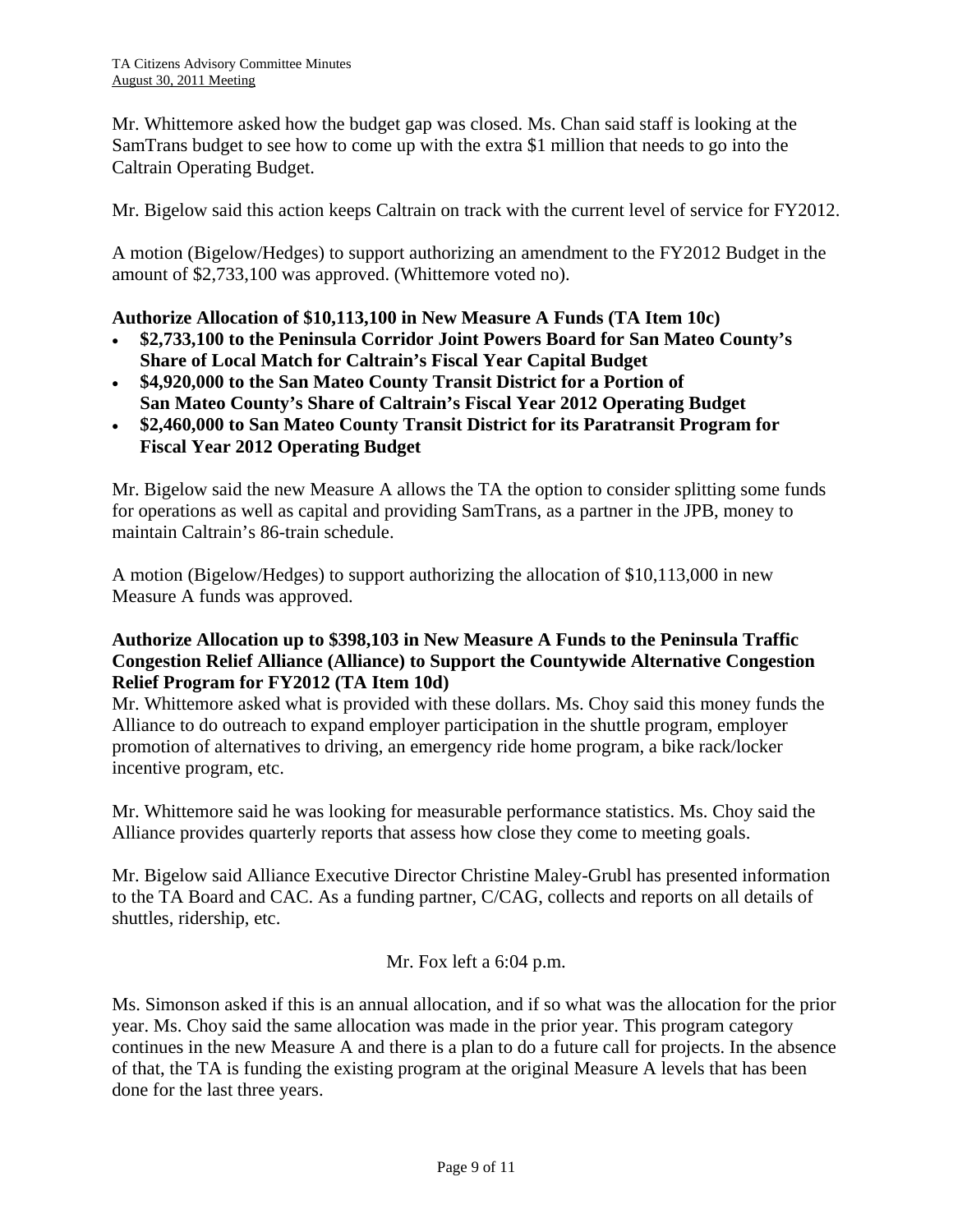Mr. Whittemore asked how the budget gap was closed. Ms. Chan said staff is looking at the SamTrans budget to see how to come up with the extra $1 million that needs to go into the Caltrain Operating Budget.

Mr. Bigelow said this action keeps Caltrain on track with the current level of service for FY2012.

A motion (Bigelow/Hedges) to support authorizing an amendment to the FY2012 Budget in the amount of $2,733,100 was approved. (Whittemore voted no).

**Authorize Allocation of $10,113,100 in New Measure A Funds (TA Item 10c)**

- **$2,733,100 to the Peninsula Corridor Joint Powers Board for San Mateo County's Share of Local Match for Caltrain's Fiscal Year Capital Budget**
- **$4,920,000 to the San Mateo County Transit District for a Portion of San Mateo County's Share of Caltrain's Fiscal Year 2012 Operating Budget**
- **$2,460,000 to San Mateo County Transit District for its Paratransit Program for Fiscal Year 2012 Operating Budget**

Mr. Bigelow said the new Measure A allows the TA the option to consider splitting some funds for operations as well as capital and providing SamTrans, as a partner in the JPB, money to maintain Caltrain's 86-train schedule.

A motion (Bigelow/Hedges) to support authorizing the allocation of $10,113,000 in new Measure A funds was approved.

**Authorize Allocation up to $398,103 in New Measure A Funds to the Peninsula Traffic Congestion Relief Alliance (Alliance) to Support the Countywide Alternative Congestion Relief Program for FY2012 (TA Item 10d)**

Mr. Whittemore asked what is provided with these dollars. Ms. Choy said this money funds the Alliance to do outreach to expand employer participation in the shuttle program, employer promotion of alternatives to driving, an emergency ride home program, a bike rack/locker incentive program, etc.

Mr. Whittemore said he was looking for measurable performance statistics. Ms. Choy said the Alliance provides quarterly reports that assess how close they come to meeting goals.

Mr. Bigelow said Alliance Executive Director Christine Maley-Grubl has presented information to the TA Board and CAC. As a funding partner, C/CAG, collects and reports on all details of shuttles, ridership, etc.

Mr. Fox left a 6:04 p.m.

Ms. Simonson asked if this is an annual allocation, and if so what was the allocation for the prior year. Ms. Choy said the same allocation was made in the prior year. This program category continues in the new Measure A and there is a plan to do a future call for projects. In the absence of that, the TA is funding the existing program at the original Measure A levels that has been done for the last three years.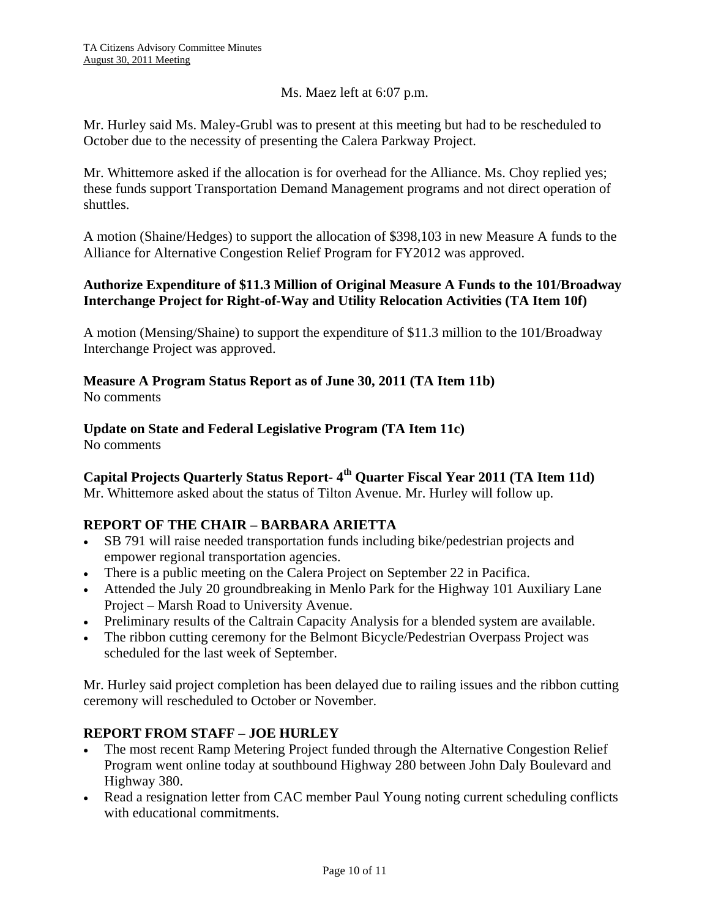Ms. Maez left at 6:07 p.m.

Mr. Hurley said Ms. Maley-Grubl was to present at this meeting but had to be rescheduled to October due to the necessity of presenting the Calera Parkway Project.

Mr. Whittemore asked if the allocation is for overhead for the Alliance. Ms. Choy replied yes; these funds support Transportation Demand Management programs and not direct operation of shuttles.

A motion (Shaine/Hedges) to support the allocation of $398,103 in new Measure A funds to the Alliance for Alternative Congestion Relief Program for FY2012 was approved.

**Authorize Expenditure of $11.3 Million of Original Measure A Funds to the 101/Broadway Interchange Project for Right-of-Way and Utility Relocation Activities (TA Item 10f)**

A motion (Mensing/Shaine) to support the expenditure of $11.3 million to the 101/Broadway Interchange Project was approved.

**Measure A Program Status Report as of June 30, 2011 (TA Item 11b)**
No comments

**Update on State and Federal Legislative Program (TA Item 11c)**
No comments

**Capital Projects Quarterly Status Report- 4th Quarter Fiscal Year 2011 (TA Item 11d)**
Mr. Whittemore asked about the status of Tilton Avenue. Mr. Hurley will follow up.

## REPORT OF THE CHAIR – BARBARA ARIETTA

- SB 791 will raise needed transportation funds including bike/pedestrian projects and empower regional transportation agencies.
- There is a public meeting on the Calera Project on September 22 in Pacifica.
- Attended the July 20 groundbreaking in Menlo Park for the Highway 101 Auxiliary Lane Project – Marsh Road to University Avenue.
- Preliminary results of the Caltrain Capacity Analysis for a blended system are available.
- The ribbon cutting ceremony for the Belmont Bicycle/Pedestrian Overpass Project was scheduled for the last week of September.

Mr. Hurley said project completion has been delayed due to railing issues and the ribbon cutting ceremony will rescheduled to October or November.

## REPORT FROM STAFF – JOE HURLEY

- The most recent Ramp Metering Project funded through the Alternative Congestion Relief Program went online today at southbound Highway 280 between John Daly Boulevard and Highway 380.
- Read a resignation letter from CAC member Paul Young noting current scheduling conflicts with educational commitments.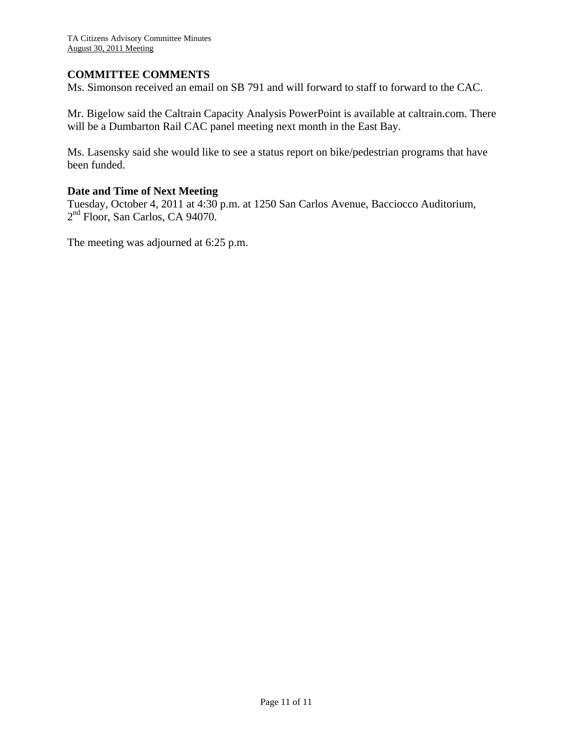**COMMITTEE COMMENTS**

Ms. Simonson received an email on SB 791 and will forward to staff to forward to the CAC.

Mr. Bigelow said the Caltrain Capacity Analysis PowerPoint is available at caltrain.com. There will be a Dumbarton Rail CAC panel meeting next month in the East Bay.

Ms. Lasensky said she would like to see a status report on bike/pedestrian programs that have been funded.

**Date and Time of Next Meeting**

Tuesday, October 4, 2011 at 4:30 p.m. at 1250 San Carlos Avenue, Bacciocco Auditorium, 2nd Floor, San Carlos, CA 94070.

The meeting was adjourned at 6:25 p.m.